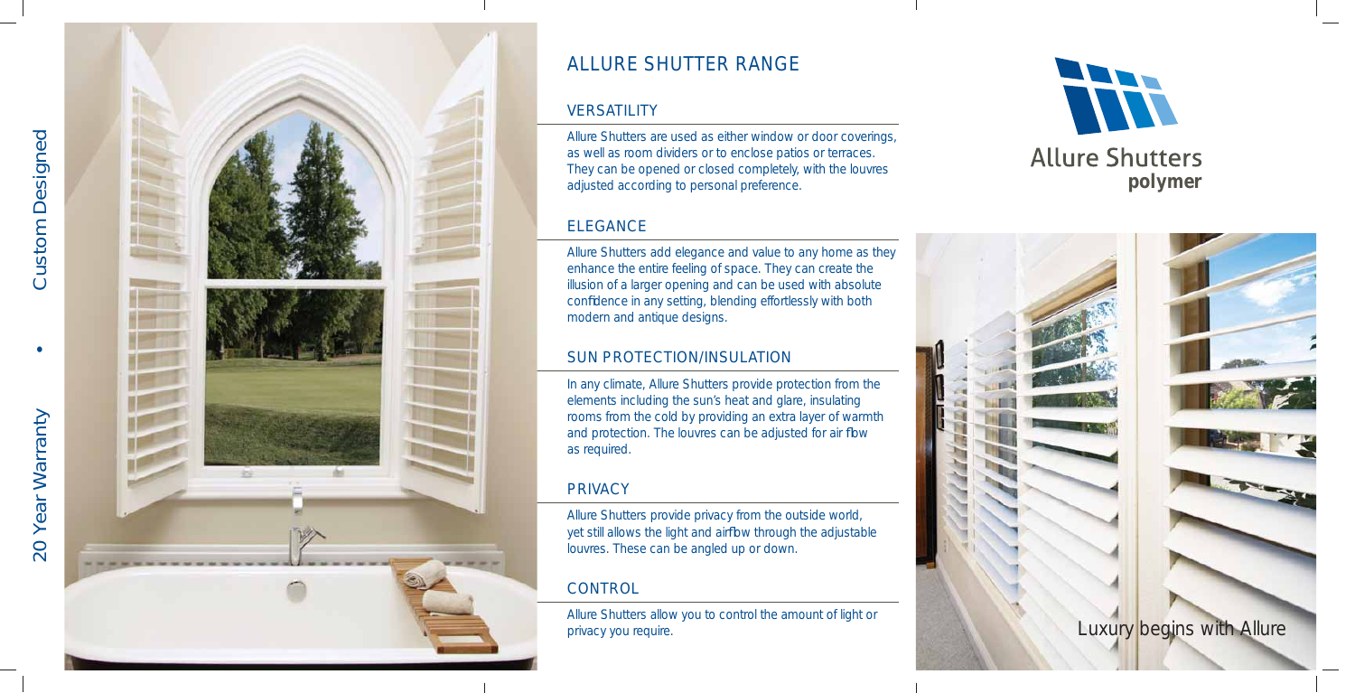20 Year Warranty • Custom Designed

# ALLURE SHUTTER RANGE

## VERSATILITY

Allure Shutters are used as either window or door coverings, as well as room dividers or to enclose patios or terraces. They can be opened or closed completely, with the louvres adjusted according to personal preference.

## ELEGANCE

Allure Shutters add elegance and value to any home as they enhance the entire feeling of space. They can create the illusion of a larger opening and can be used with absolute confidence in any setting, blending effortlessly with both modern and antique designs.

## SUN PROTECTION/INSULATION

In any climate, Allure Shutters provide protection from the elements including the sun's heat and glare, insulating rooms from the cold by providing an extra layer of warmth and protection. The louvres can be adjusted for air flow as required.

## PRIVACY

Allure Shutters provide privacy from the outside world, yet still allows the light and airflow through the adjustable louvres. These can be angled up or down.

## CONTROL

Allure Shutters allow you to control the amount of light or privacy you require.

Allure Shutters
**polymer**

Luxury begins with Allure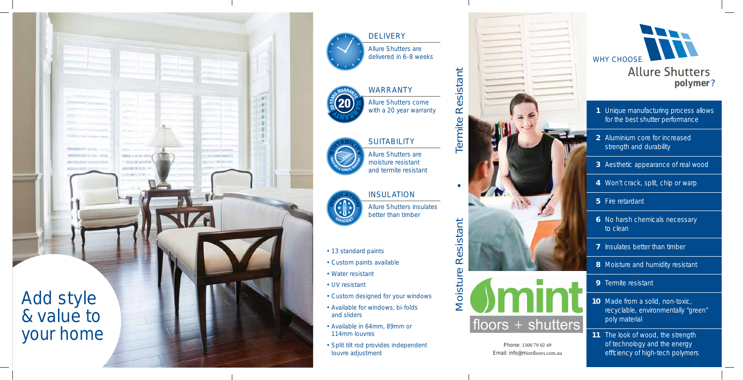# Add style & value to your home

## DELIVERY

Allure Shutters are delivered in 6-8 weeks

## WARRANTY

Allure Shutters come with a 20 year warranty

## SUITABILITY

Allure Shutters are moisture resistant and termite resistant

## INSULATION

Allure Shutters insulates better than timber

- 13 standard paints
- Custom paints available
- Water resistant
- UV resistant
- Custom designed for your windows
- Available for windows, bi-folds and sliders
- Available in 64mm, 89mm or 114mm louvres
- Split tilt rod provides independent louvre adjustment

Moisture Resistant • Termite Resistant

mint
floors + shutters

Phone: 1300 79 02 49
Email: info@mintfloors.com.au

## WHY CHOOSE Allure Shutters polymer?

1. Unique manufacturing process allows for the best shutter performance
2. Aluminium core for increased strength and durability
3. Aesthetic appearance of real wood
4. Won't crack, split, chip or warp
5. Fire retardant
6. No harsh chemicals necessary to clean
7. Insulates better than timber
8. Moisture and humidity resistant
9. Termite resistant
10. Made from a solid, non-toxic, recyclable, environmentally "green" poly material
11. The look of wood, the strength of technology and the energy efficiency of high-tech polymers